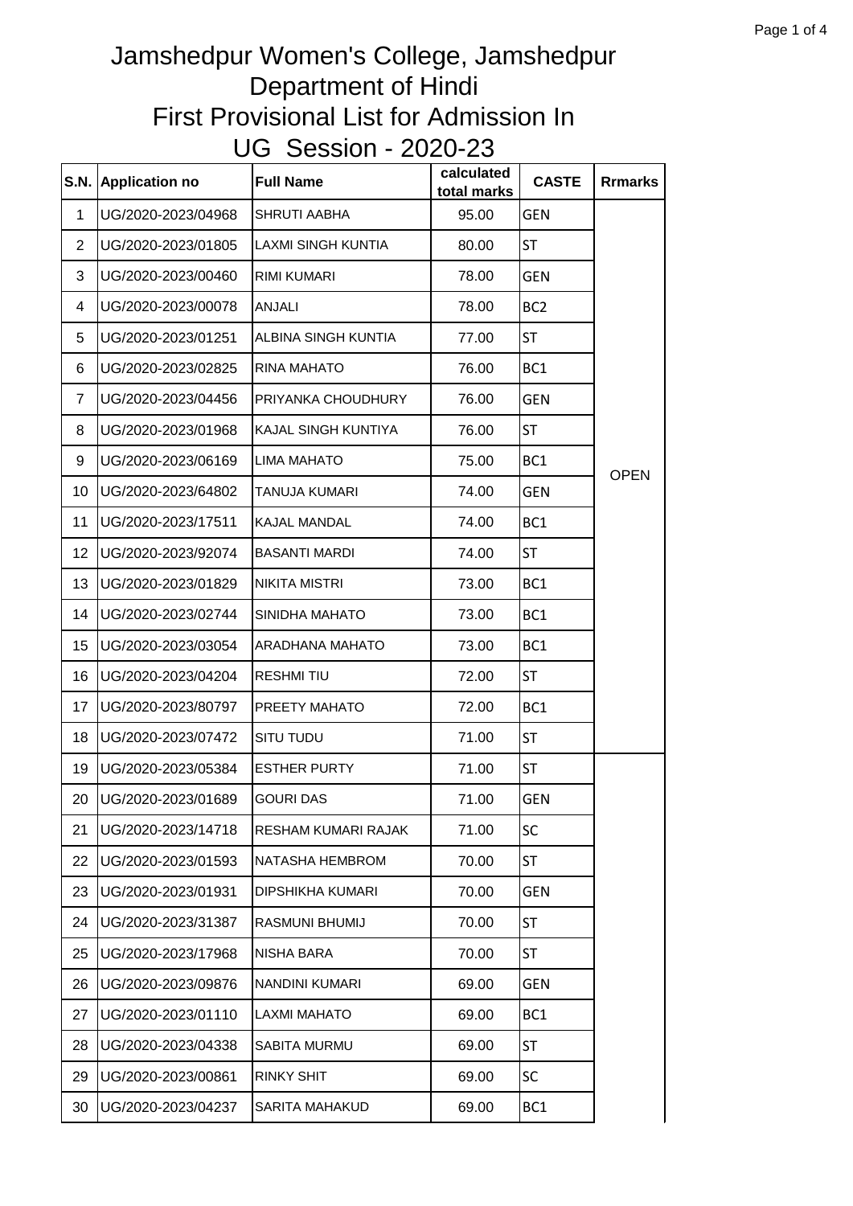# Jamshedpur Women's College, Jamshedpur
## Department of Hindi
## First Provisional List for Admission In
## UG Session - 2020-23

| S.N. | Application no | Full Name | calculated total marks | CASTE | Rrmarks |
|---|---|---|---|---|---|
| 1 | UG/2020-2023/04968 | SHRUTI AABHA | 95.00 | GEN | OPEN |
| 2 | UG/2020-2023/01805 | LAXMI SINGH KUNTIA | 80.00 | ST | |
| 3 | UG/2020-2023/00460 | RIMI KUMARI | 78.00 | GEN | |
| 4 | UG/2020-2023/00078 | ANJALI | 78.00 | BC2 | |
| 5 | UG/2020-2023/01251 | ALBINA SINGH KUNTIA | 77.00 | ST | |
| 6 | UG/2020-2023/02825 | RINA MAHATO | 76.00 | BC1 | |
| 7 | UG/2020-2023/04456 | PRIYANKA CHOUDHURY | 76.00 | GEN | |
| 8 | UG/2020-2023/01968 | KAJAL SINGH KUNTIYA | 76.00 | ST | |
| 9 | UG/2020-2023/06169 | LIMA MAHATO | 75.00 | BC1 | |
| 10 | UG/2020-2023/64802 | TANUJA KUMARI | 74.00 | GEN | |
| 11 | UG/2020-2023/17511 | KAJAL MANDAL | 74.00 | BC1 | |
| 12 | UG/2020-2023/92074 | BASANTI MARDI | 74.00 | ST | |
| 13 | UG/2020-2023/01829 | NIKITA MISTRI | 73.00 | BC1 | |
| 14 | UG/2020-2023/02744 | SINIDHA MAHATO | 73.00 | BC1 | |
| 15 | UG/2020-2023/03054 | ARADHANA MAHATO | 73.00 | BC1 | |
| 16 | UG/2020-2023/04204 | RESHMI TIU | 72.00 | ST | |
| 17 | UG/2020-2023/80797 | PREETY MAHATO | 72.00 | BC1 | |
| 18 | UG/2020-2023/07472 | SITU TUDU | 71.00 | ST | |
| 19 | UG/2020-2023/05384 | ESTHER PURTY | 71.00 | ST | |
| 20 | UG/2020-2023/01689 | GOURI DAS | 71.00 | GEN | |
| 21 | UG/2020-2023/14718 | RESHAM KUMARI RAJAK | 71.00 | SC | |
| 22 | UG/2020-2023/01593 | NATASHA HEMBROM | 70.00 | ST | |
| 23 | UG/2020-2023/01931 | DIPSHIKHA KUMARI | 70.00 | GEN | |
| 24 | UG/2020-2023/31387 | RASMUNI BHUMIJ | 70.00 | ST | |
| 25 | UG/2020-2023/17968 | NISHA BARA | 70.00 | ST | |
| 26 | UG/2020-2023/09876 | NANDINI KUMARI | 69.00 | GEN | |
| 27 | UG/2020-2023/01110 | LAXMI MAHATO | 69.00 | BC1 | |
| 28 | UG/2020-2023/04338 | SABITA MURMU | 69.00 | ST | |
| 29 | UG/2020-2023/00861 | RINKY SHIT | 69.00 | SC | |
| 30 | UG/2020-2023/04237 | SARITA MAHAKUD | 69.00 | BC1 | |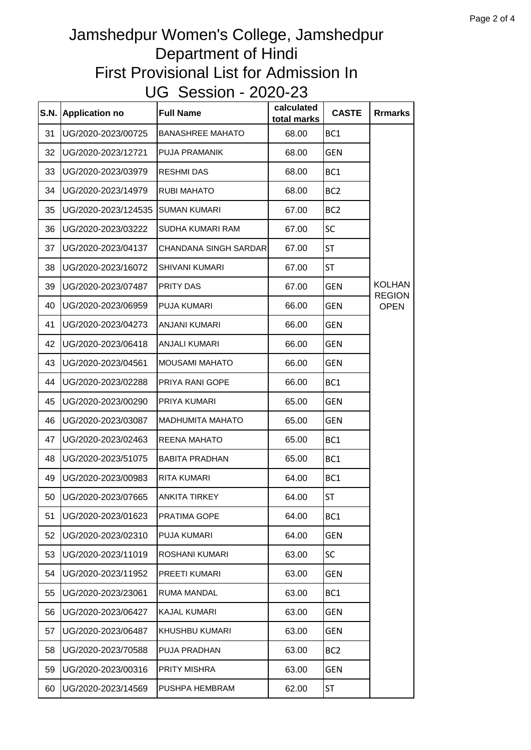# Jamshedpur Women's College, Jamshedpur
## Department of Hindi
## First Provisional List for Admission In
## UG Session - 2020-23

| S.N. | Application no | Full Name | calculated total marks | CASTE | Rrmarks |
|---|---|---|---|---|---|
| 31 | UG/2020-2023/00725 | BANASHREE MAHATO | 68.00 | BC1 | KOLHAN REGION OPEN |
| 32 | UG/2020-2023/12721 | PUJA PRAMANIK | 68.00 | GEN | |
| 33 | UG/2020-2023/03979 | RESHMI DAS | 68.00 | BC1 | |
| 34 | UG/2020-2023/14979 | RUBI MAHATO | 68.00 | BC2 | |
| 35 | UG/2020-2023/124535 | SUMAN KUMARI | 67.00 | BC2 | |
| 36 | UG/2020-2023/03222 | SUDHA KUMARI RAM | 67.00 | SC | |
| 37 | UG/2020-2023/04137 | CHANDANA SINGH SARDAR | 67.00 | ST | |
| 38 | UG/2020-2023/16072 | SHIVANI KUMARI | 67.00 | ST | |
| 39 | UG/2020-2023/07487 | PRITY DAS | 67.00 | GEN | |
| 40 | UG/2020-2023/06959 | PUJA KUMARI | 66.00 | GEN | |
| 41 | UG/2020-2023/04273 | ANJANI KUMARI | 66.00 | GEN | |
| 42 | UG/2020-2023/06418 | ANJALI KUMARI | 66.00 | GEN | |
| 43 | UG/2020-2023/04561 | MOUSAMI MAHATO | 66.00 | GEN | |
| 44 | UG/2020-2023/02288 | PRIYA RANI GOPE | 66.00 | BC1 | |
| 45 | UG/2020-2023/00290 | PRIYA KUMARI | 65.00 | GEN | |
| 46 | UG/2020-2023/03087 | MADHUMITA MAHATO | 65.00 | GEN | |
| 47 | UG/2020-2023/02463 | REENA MAHATO | 65.00 | BC1 | |
| 48 | UG/2020-2023/51075 | BABITA PRADHAN | 65.00 | BC1 | |
| 49 | UG/2020-2023/00983 | RITA KUMARI | 64.00 | BC1 | |
| 50 | UG/2020-2023/07665 | ANKITA TIRKEY | 64.00 | ST | |
| 51 | UG/2020-2023/01623 | PRATIMA GOPE | 64.00 | BC1 | |
| 52 | UG/2020-2023/02310 | PUJA KUMARI | 64.00 | GEN | |
| 53 | UG/2020-2023/11019 | ROSHANI KUMARI | 63.00 | SC | |
| 54 | UG/2020-2023/11952 | PREETI KUMARI | 63.00 | GEN | |
| 55 | UG/2020-2023/23061 | RUMA MANDAL | 63.00 | BC1 | |
| 56 | UG/2020-2023/06427 | KAJAL KUMARI | 63.00 | GEN | |
| 57 | UG/2020-2023/06487 | KHUSHBU KUMARI | 63.00 | GEN | |
| 58 | UG/2020-2023/70588 | PUJA PRADHAN | 63.00 | BC2 | |
| 59 | UG/2020-2023/00316 | PRITY MISHRA | 63.00 | GEN | |
| 60 | UG/2020-2023/14569 | PUSHPA HEMBRAM | 62.00 | ST | |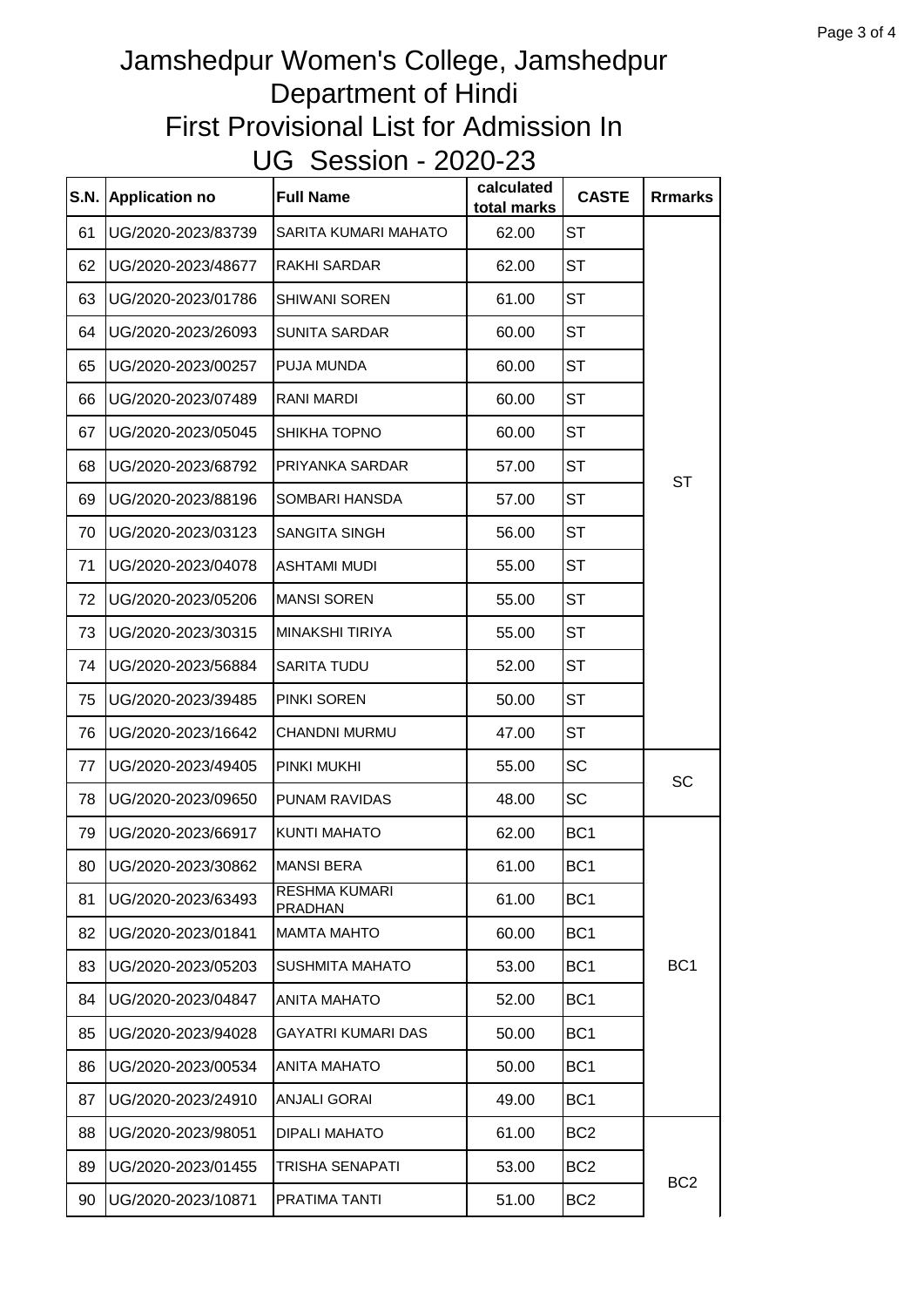# Jamshedpur Women's College, Jamshedpur
## Department of Hindi
## First Provisional List for Admission In
## UG Session - 2020-23

| S.N. | Application no | Full Name | calculated total marks | CASTE | Rrmarks |
|---|---|---|---|---|---|
| 61 | UG/2020-2023/83739 | SARITA KUMARI MAHATO | 62.00 | ST | ST |
| 62 | UG/2020-2023/48677 | RAKHI SARDAR | 62.00 | ST | |
| 63 | UG/2020-2023/01786 | SHIWANI SOREN | 61.00 | ST | |
| 64 | UG/2020-2023/26093 | SUNITA SARDAR | 60.00 | ST | |
| 65 | UG/2020-2023/00257 | PUJA MUNDA | 60.00 | ST | |
| 66 | UG/2020-2023/07489 | RANI MARDI | 60.00 | ST | |
| 67 | UG/2020-2023/05045 | SHIKHA TOPNO | 60.00 | ST | |
| 68 | UG/2020-2023/68792 | PRIYANKA SARDAR | 57.00 | ST | |
| 69 | UG/2020-2023/88196 | SOMBARI HANSDA | 57.00 | ST | |
| 70 | UG/2020-2023/03123 | SANGITA SINGH | 56.00 | ST | |
| 71 | UG/2020-2023/04078 | ASHTAMI MUDI | 55.00 | ST | |
| 72 | UG/2020-2023/05206 | MANSI SOREN | 55.00 | ST | |
| 73 | UG/2020-2023/30315 | MINAKSHI TIRIYA | 55.00 | ST | |
| 74 | UG/2020-2023/56884 | SARITA TUDU | 52.00 | ST | |
| 75 | UG/2020-2023/39485 | PINKI SOREN | 50.00 | ST | |
| 76 | UG/2020-2023/16642 | CHANDNI MURMU | 47.00 | ST | |
| 77 | UG/2020-2023/49405 | PINKI MUKHI | 55.00 | SC | SC |
| 78 | UG/2020-2023/09650 | PUNAM RAVIDAS | 48.00 | SC | |
| 79 | UG/2020-2023/66917 | KUNTI MAHATO | 62.00 | BC1 | BC1 |
| 80 | UG/2020-2023/30862 | MANSI BERA | 61.00 | BC1 | |
| 81 | UG/2020-2023/63493 | RESHMA KUMARI PRADHAN | 61.00 | BC1 | |
| 82 | UG/2020-2023/01841 | MAMTA MAHTO | 60.00 | BC1 | |
| 83 | UG/2020-2023/05203 | SUSHMITA MAHATO | 53.00 | BC1 | |
| 84 | UG/2020-2023/04847 | ANITA MAHATO | 52.00 | BC1 | |
| 85 | UG/2020-2023/94028 | GAYATRI KUMARI DAS | 50.00 | BC1 | |
| 86 | UG/2020-2023/00534 | ANITA MAHATO | 50.00 | BC1 | |
| 87 | UG/2020-2023/24910 | ANJALI GORAI | 49.00 | BC1 | |
| 88 | UG/2020-2023/98051 | DIPALI MAHATO | 61.00 | BC2 | BC2 |
| 89 | UG/2020-2023/01455 | TRISHA SENAPATI | 53.00 | BC2 | |
| 90 | UG/2020-2023/10871 | PRATIMA TANTI | 51.00 | BC2 | |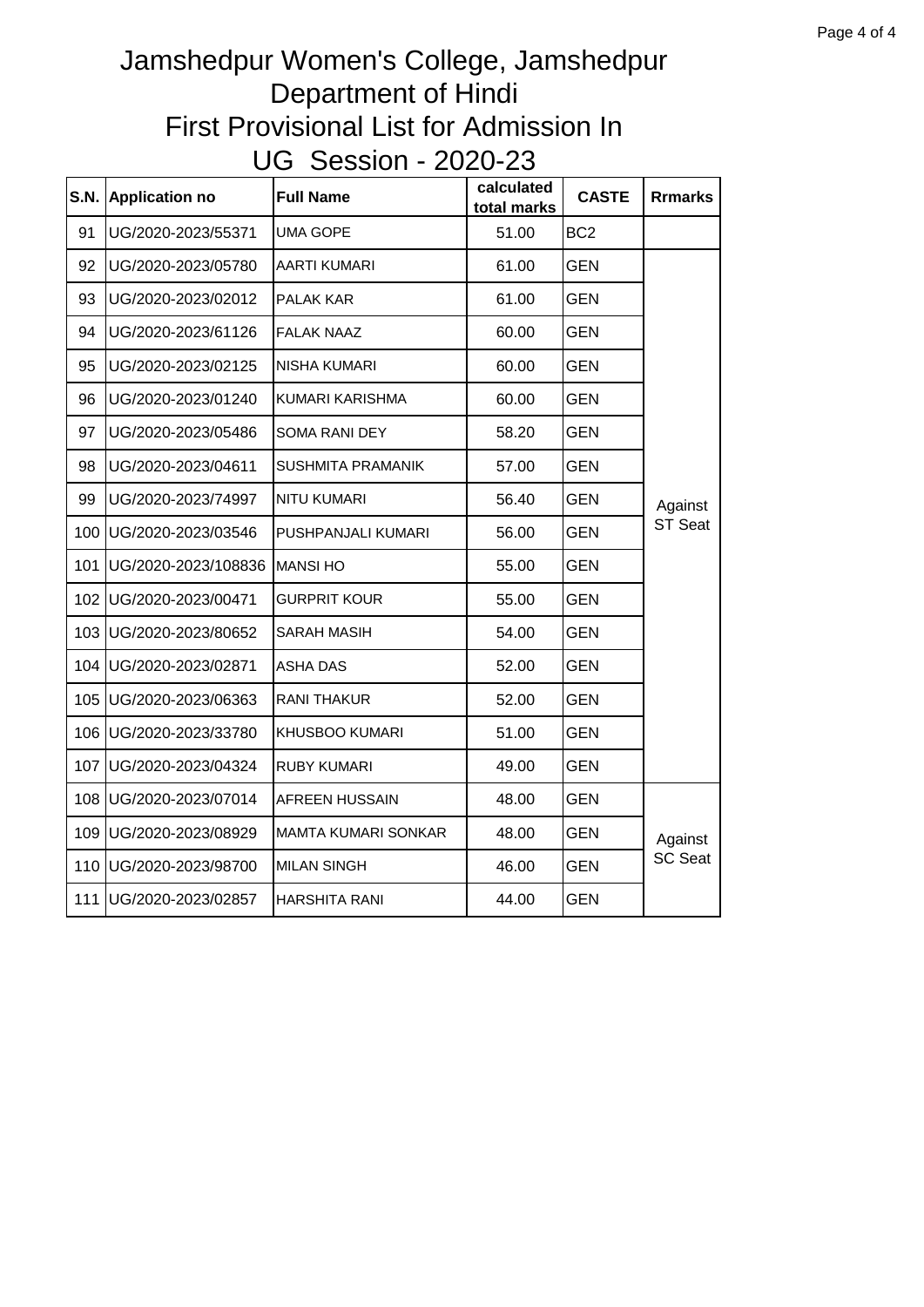# Jamshedpur Women's College, Jamshedpur
## Department of Hindi
## First Provisional List for Admission In
## UG Session - 2020-23

| S.N. | Application no | Full Name | calculated total marks | CASTE | Rrmarks |
|---|---|---|---|---|---|
| 91 | UG/2020-2023/55371 | UMA GOPE | 51.00 | BC2 | |
| 92 | UG/2020-2023/05780 | AARTI KUMARI | 61.00 | GEN | Against ST Seat |
| 93 | UG/2020-2023/02012 | PALAK KAR | 61.00 | GEN | |
| 94 | UG/2020-2023/61126 | FALAK NAAZ | 60.00 | GEN | |
| 95 | UG/2020-2023/02125 | NISHA KUMARI | 60.00 | GEN | |
| 96 | UG/2020-2023/01240 | KUMARI KARISHMA | 60.00 | GEN | |
| 97 | UG/2020-2023/05486 | SOMA RANI DEY | 58.20 | GEN | |
| 98 | UG/2020-2023/04611 | SUSHMITA PRAMANIK | 57.00 | GEN | |
| 99 | UG/2020-2023/74997 | NITU KUMARI | 56.40 | GEN | |
| 100 | UG/2020-2023/03546 | PUSHPANJALI KUMARI | 56.00 | GEN | |
| 101 | UG/2020-2023/108836 | MANSI HO | 55.00 | GEN | |
| 102 | UG/2020-2023/00471 | GURPRIT KOUR | 55.00 | GEN | |
| 103 | UG/2020-2023/80652 | SARAH MASIH | 54.00 | GEN | |
| 104 | UG/2020-2023/02871 | ASHA DAS | 52.00 | GEN | |
| 105 | UG/2020-2023/06363 | RANI THAKUR | 52.00 | GEN | |
| 106 | UG/2020-2023/33780 | KHUSBOO KUMARI | 51.00 | GEN | |
| 107 | UG/2020-2023/04324 | RUBY KUMARI | 49.00 | GEN | |
| 108 | UG/2020-2023/07014 | AFREEN HUSSAIN | 48.00 | GEN | Against SC Seat |
| 109 | UG/2020-2023/08929 | MAMTA KUMARI SONKAR | 48.00 | GEN | |
| 110 | UG/2020-2023/98700 | MILAN SINGH | 46.00 | GEN | |
| 111 | UG/2020-2023/02857 | HARSHITA RANI | 44.00 | GEN | |